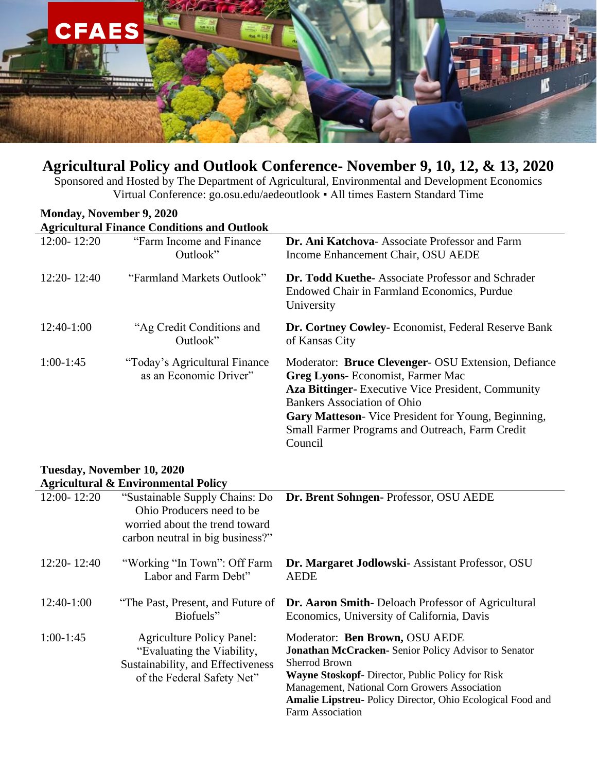CFAES

# Agricultural Policy and Outlook Conference- November 9, 10, 12, & 13, 2020

Sponsored and Hosted by The Department of Agricultural, Environmental and Development Economics
Virtual Conference: go.osu.edu/aedeoutlook ▪ All times Eastern Standard Time

## Monday, November 9, 2020

### Agricultural Finance Conditions and Outlook

| | | |
|---|---|---|
| 12:00- 12:20 | "Farm Income and Finance Outlook" | **Dr. Ani Katchova**- Associate Professor and Farm Income Enhancement Chair, OSU AEDE |
| 12:20- 12:40 | "Farmland Markets Outlook" | **Dr. Todd Kuethe-** Associate Professor and Schrader Endowed Chair in Farmland Economics, Purdue University |
| 12:40-1:00 | "Ag Credit Conditions and Outlook" | **Dr. Cortney Cowley-** Economist, Federal Reserve Bank of Kansas City |
| 1:00-1:45 | "Today's Agricultural Finance as an Economic Driver" | Moderator: **Bruce Clevenger**- OSU Extension, Defiance<br>**Greg Lyons-** Economist, Farmer Mac<br>**Aza Bittinger-** Executive Vice President, Community Bankers Association of Ohio<br>**Gary Matteson**- Vice President for Young, Beginning, Small Farmer Programs and Outreach, Farm Credit Council |

## Tuesday, November 10, 2020

### Agricultural & Environmental Policy

| | | |
|---|---|---|
| 12:00- 12:20 | "Sustainable Supply Chains: Do Ohio Producers need to be worried about the trend toward carbon neutral in big business?" | **Dr. Brent Sohngen-** Professor, OSU AEDE |
| 12:20- 12:40 | "Working "In Town": Off Farm Labor and Farm Debt" | **Dr. Margaret Jodlowski**- Assistant Professor, OSU AEDE |
| 12:40-1:00 | "The Past, Present, and Future of Biofuels" | **Dr. Aaron Smith**- Deloach Professor of Agricultural Economics, University of California, Davis |
| 1:00-1:45 | Agriculture Policy Panel: "Evaluating the Viability, Sustainability, and Effectiveness of the Federal Safety Net" | Moderator: **Ben Brown,** OSU AEDE<br>**Jonathan McCracken-** Senior Policy Advisor to Senator Sherrod Brown<br>**Wayne Stoskopf-** Director, Public Policy for Risk Management, National Corn Growers Association<br>**Amalie Lipstreu-** Policy Director, Ohio Ecological Food and Farm Association |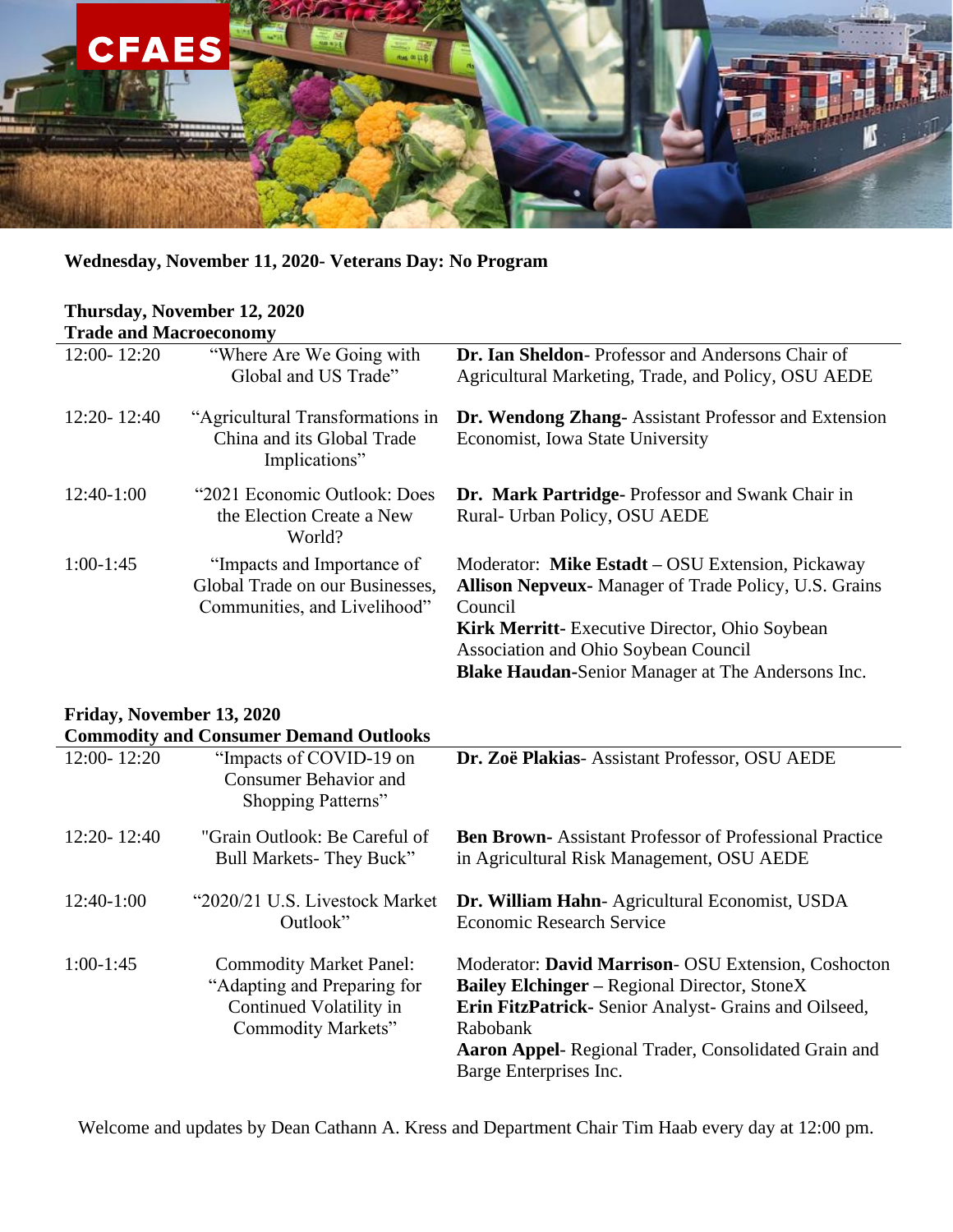**Wednesday, November 11, 2020- Veterans Day: No Program**

**Thursday, November 12, 2020**
**Trade and Macroeconomy**

| | | |
|---|---|---|
| 12:00- 12:20 | "Where Are We Going with Global and US Trade" | **Dr. Ian Sheldon**- Professor and Andersons Chair of Agricultural Marketing, Trade, and Policy, OSU AEDE |
| 12:20- 12:40 | "Agricultural Transformations in China and its Global Trade Implications" | **Dr. Wendong Zhang**- Assistant Professor and Extension Economist, Iowa State University |
| 12:40-1:00 | "2021 Economic Outlook: Does the Election Create a New World? | **Dr. Mark Partridge**- Professor and Swank Chair in Rural- Urban Policy, OSU AEDE |
| 1:00-1:45 | "Impacts and Importance of Global Trade on our Businesses, Communities, and Livelihood" | Moderator: **Mike Estadt** – OSU Extension, Pickaway<br>**Allison Nepveux**- Manager of Trade Policy, U.S. Grains Council<br>**Kirk Merritt**- Executive Director, Ohio Soybean Association and Ohio Soybean Council<br>**Blake Haudan**-Senior Manager at The Andersons Inc. |

**Friday, November 13, 2020**
**Commodity and Consumer Demand Outlooks**

| | | |
|---|---|---|
| 12:00- 12:20 | "Impacts of COVID-19 on Consumer Behavior and Shopping Patterns" | **Dr. Zoë Plakias**- Assistant Professor, OSU AEDE |
| 12:20- 12:40 | "Grain Outlook: Be Careful of Bull Markets- They Buck" | **Ben Brown**- Assistant Professor of Professional Practice in Agricultural Risk Management, OSU AEDE |
| 12:40-1:00 | "2020/21 U.S. Livestock Market Outlook" | **Dr. William Hahn**- Agricultural Economist, USDA Economic Research Service |
| 1:00-1:45 | Commodity Market Panel: "Adapting and Preparing for Continued Volatility in Commodity Markets" | Moderator: **David Marrison**- OSU Extension, Coshocton<br>**Bailey Elchinger** – Regional Director, StoneX<br>**Erin FitzPatrick**- Senior Analyst- Grains and Oilseed, Rabobank<br>**Aaron Appel**- Regional Trader, Consolidated Grain and Barge Enterprises Inc. |

Welcome and updates by Dean Cathann A. Kress and Department Chair Tim Haab every day at 12:00 pm.